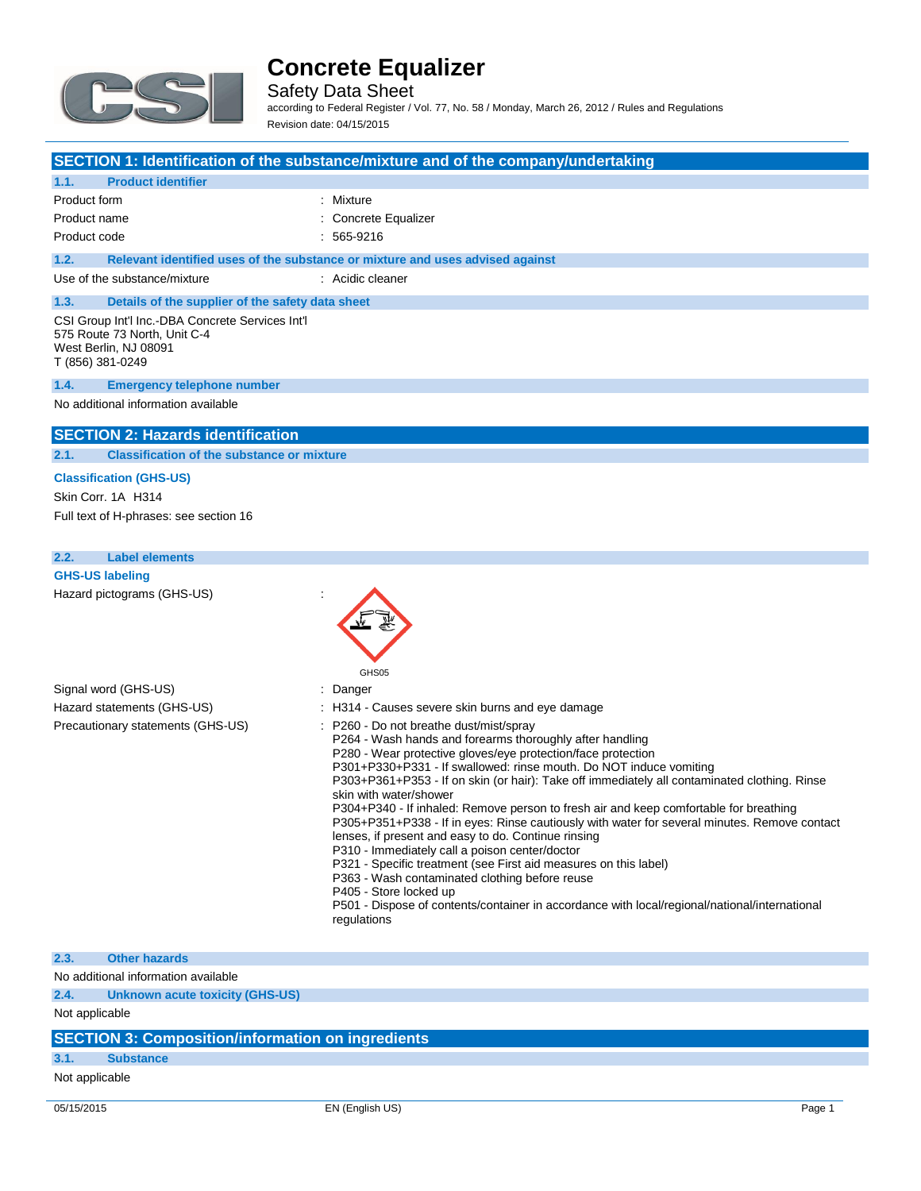# Concrete Equalizer

Safety Data Sheet

according to Federal Register / Vol. 77, No. 58 / Monday, March 26, 2012 / Rules and Regulations

Revision date: 04/15/2015

## SECTION 1: Identification of the substance/mixture and of the company/undertaking

### 1.1. Product identifier

| | |
|---|---|
| Product form | : Mixture |
| Product name | : Concrete Equalizer |
| Product code | : 565-9216 |

### 1.2. Relevant identified uses of the substance or mixture and uses advised against

| | |
|---|---|
| Use of the substance/mixture | : Acidic cleaner |

### 1.3. Details of the supplier of the safety data sheet

CSI Group Int'l Inc.-DBA Concrete Services Int'l
575 Route 73 North, Unit C-4
West Berlin, NJ 08091
T (856) 381-0249

### 1.4. Emergency telephone number

No additional information available

## SECTION 2: Hazards identification

### 2.1. Classification of the substance or mixture

**Classification (GHS-US)**

Skin Corr. 1A H314

Full text of H-phrases: see section 16

### 2.2. Label elements

**GHS-US labeling**

Hazard pictograms (GHS-US) :

GHS05

Signal word (GHS-US) : Danger

Hazard statements (GHS-US) : H314 - Causes severe skin burns and eye damage

Precautionary statements (GHS-US) :
- P260 - Do not breathe dust/mist/spray
- P264 - Wash hands and forearms thoroughly after handling
- P280 - Wear protective gloves/eye protection/face protection
- P301+P330+P331 - If swallowed: rinse mouth. Do NOT induce vomiting
- P303+P361+P353 - If on skin (or hair): Take off immediately all contaminated clothing. Rinse skin with water/shower
- P304+P340 - If inhaled: Remove person to fresh air and keep comfortable for breathing
- P305+P351+P338 - If in eyes: Rinse cautiously with water for several minutes. Remove contact lenses, if present and easy to do. Continue rinsing
- P310 - Immediately call a poison center/doctor
- P321 - Specific treatment (see First aid measures on this label)
- P363 - Wash contaminated clothing before reuse
- P405 - Store locked up
- P501 - Dispose of contents/container in accordance with local/regional/national/international regulations

### 2.3. Other hazards

No additional information available

### 2.4. Unknown acute toxicity (GHS-US)

Not applicable

## SECTION 3: Composition/information on ingredients

### 3.1. Substance

Not applicable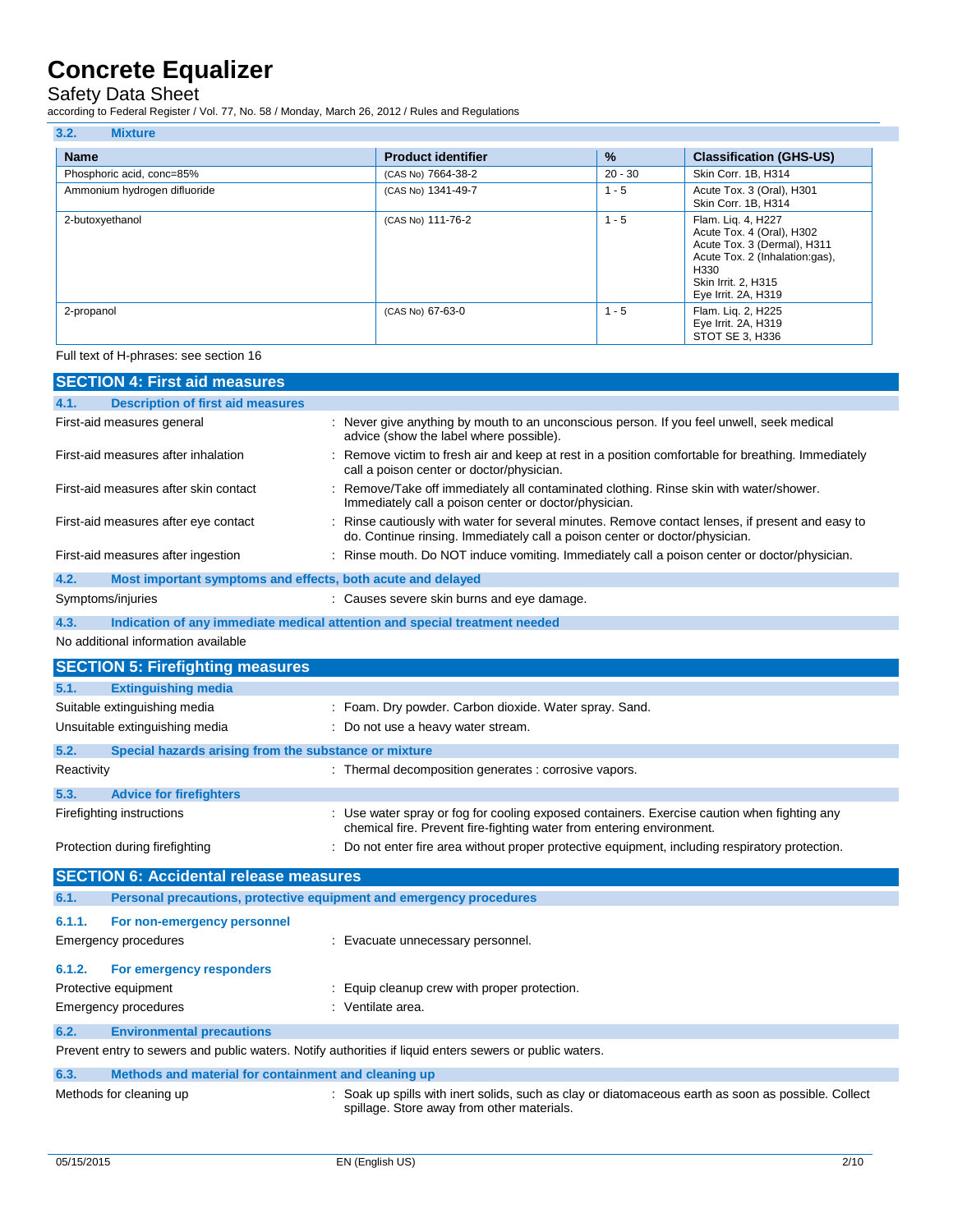### 3.2. Mixture

| Name | Product identifier | % | Classification (GHS-US) |
|---|---|---|---|
| Phosphoric acid, conc=85% | (CAS No) 7664-38-2 | 20 - 30 | Skin Corr. 1B, H314 |
| Ammonium hydrogen difluoride | (CAS No) 1341-49-7 | 1 - 5 | Acute Tox. 3 (Oral), H301<br>Skin Corr. 1B, H314 |
| 2-butoxyethanol | (CAS No) 111-76-2 | 1 - 5 | Flam. Liq. 4, H227<br>Acute Tox. 4 (Oral), H302<br>Acute Tox. 3 (Dermal), H311<br>Acute Tox. 2 (Inhalation:gas), H330<br>Skin Irrit. 2, H315<br>Eye Irrit. 2A, H319 |
| 2-propanol | (CAS No) 67-63-0 | 1 - 5 | Flam. Liq. 2, H225<br>Eye Irrit. 2A, H319<br>STOT SE 3, H336 |

Full text of H-phrases: see section 16

## SECTION 4: First aid measures

### 4.1. Description of first aid measures

First-aid measures general : Never give anything by mouth to an unconscious person. If you feel unwell, seek medical advice (show the label where possible).

First-aid measures after inhalation : Remove victim to fresh air and keep at rest in a position comfortable for breathing. Immediately call a poison center or doctor/physician.

First-aid measures after skin contact : Remove/Take off immediately all contaminated clothing. Rinse skin with water/shower. Immediately call a poison center or doctor/physician.

First-aid measures after eye contact : Rinse cautiously with water for several minutes. Remove contact lenses, if present and easy to do. Continue rinsing. Immediately call a poison center or doctor/physician.

First-aid measures after ingestion : Rinse mouth. Do NOT induce vomiting. Immediately call a poison center or doctor/physician.

### 4.2. Most important symptoms and effects, both acute and delayed

Symptoms/injuries : Causes severe skin burns and eye damage.

### 4.3. Indication of any immediate medical attention and special treatment needed

No additional information available

## SECTION 5: Firefighting measures

### 5.1. Extinguishing media

Suitable extinguishing media : Foam. Dry powder. Carbon dioxide. Water spray. Sand.

Unsuitable extinguishing media : Do not use a heavy water stream.

### 5.2. Special hazards arising from the substance or mixture

Reactivity : Thermal decomposition generates : corrosive vapors.

### 5.3. Advice for firefighters

Firefighting instructions : Use water spray or fog for cooling exposed containers. Exercise caution when fighting any chemical fire. Prevent fire-fighting water from entering environment.

Protection during firefighting : Do not enter fire area without proper protective equipment, including respiratory protection.

## SECTION 6: Accidental release measures

### 6.1. Personal precautions, protective equipment and emergency procedures

#### 6.1.1. For non-emergency personnel

Emergency procedures : Evacuate unnecessary personnel.

#### 6.1.2. For emergency responders

Protective equipment : Equip cleanup crew with proper protection.

Emergency procedures : Ventilate area.

### 6.2. Environmental precautions

Prevent entry to sewers and public waters. Notify authorities if liquid enters sewers or public waters.

### 6.3. Methods and material for containment and cleaning up

Methods for cleaning up : Soak up spills with inert solids, such as clay or diatomaceous earth as soon as possible. Collect spillage. Store away from other materials.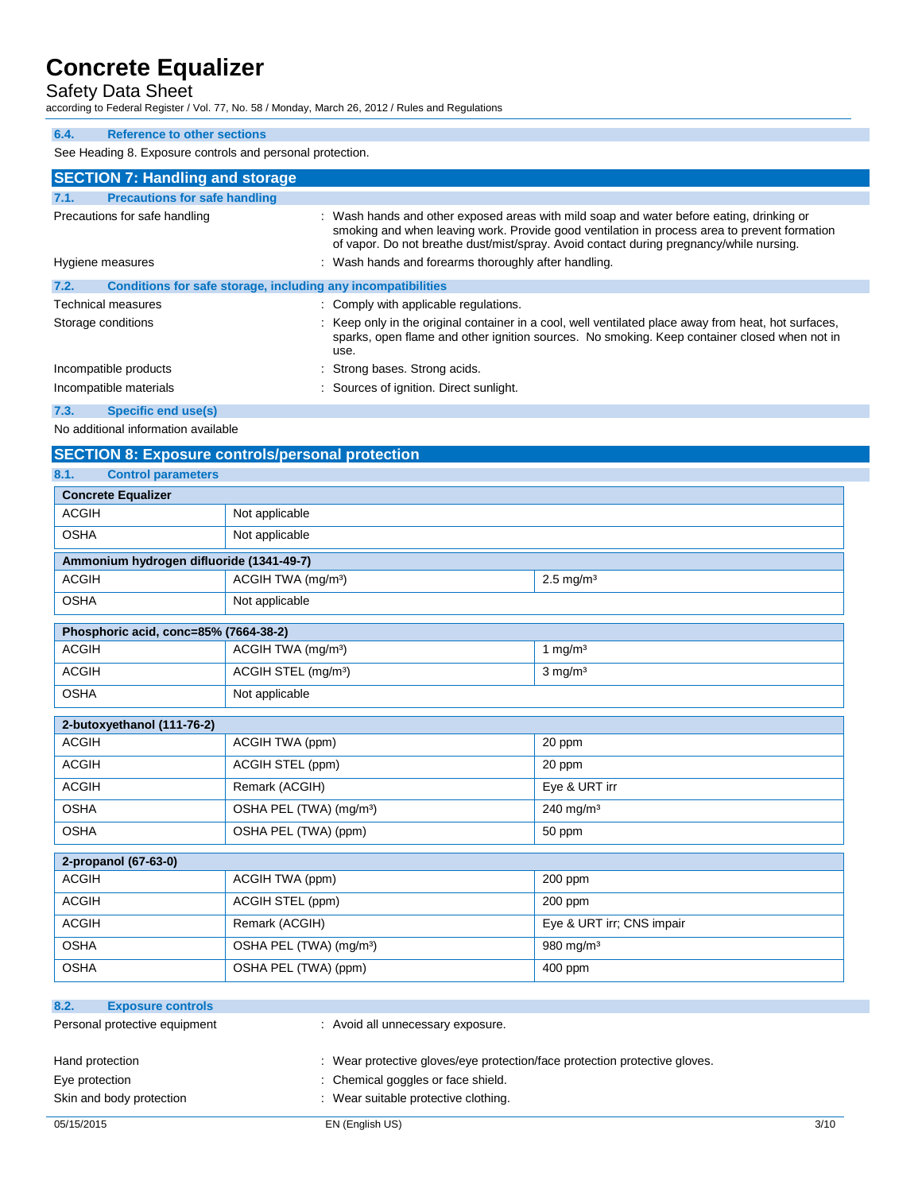### 6.4. Reference to other sections

See Heading 8. Exposure controls and personal protection.

## SECTION 7: Handling and storage

### 7.1. Precautions for safe handling

Precautions for safe handling : Wash hands and other exposed areas with mild soap and water before eating, drinking or smoking and when leaving work. Provide good ventilation in process area to prevent formation of vapor. Do not breathe dust/mist/spray. Avoid contact during pregnancy/while nursing.

Hygiene measures : Wash hands and forearms thoroughly after handling.

### 7.2. Conditions for safe storage, including any incompatibilities

Technical measures : Comply with applicable regulations.

Storage conditions : Keep only in the original container in a cool, well ventilated place away from heat, hot surfaces, sparks, open flame and other ignition sources. No smoking. Keep container closed when not in use.

Incompatible products : Strong bases. Strong acids.

Incompatible materials : Sources of ignition. Direct sunlight.

### 7.3. Specific end use(s)

No additional information available

## SECTION 8: Exposure controls/personal protection

### 8.1. Control parameters

| Concrete Equalizer | | |
|---|---|---|
| ACGIH | Not applicable | |
| OSHA | Not applicable | |

| Ammonium hydrogen difluoride (1341-49-7) | | |
|---|---|---|
| ACGIH | ACGIH TWA (mg/m³) | 2.5 mg/m³ |
| OSHA | Not applicable | |

| Phosphoric acid, conc=85% (7664-38-2) | | |
|---|---|---|
| ACGIH | ACGIH TWA (mg/m³) | 1 mg/m³ |
| ACGIH | ACGIH STEL (mg/m³) | 3 mg/m³ |
| OSHA | Not applicable | |

| 2-butoxyethanol (111-76-2) | | |
|---|---|---|
| ACGIH | ACGIH TWA (ppm) | 20 ppm |
| ACGIH | ACGIH STEL (ppm) | 20 ppm |
| ACGIH | Remark (ACGIH) | Eye & URT irr |
| OSHA | OSHA PEL (TWA) (mg/m³) | 240 mg/m³ |
| OSHA | OSHA PEL (TWA) (ppm) | 50 ppm |

| 2-propanol (67-63-0) | | |
|---|---|---|
| ACGIH | ACGIH TWA (ppm) | 200 ppm |
| ACGIH | ACGIH STEL (ppm) | 200 ppm |
| ACGIH | Remark (ACGIH) | Eye & URT irr; CNS impair |
| OSHA | OSHA PEL (TWA) (mg/m³) | 980 mg/m³ |
| OSHA | OSHA PEL (TWA) (ppm) | 400 ppm |

### 8.2. Exposure controls

Personal protective equipment : Avoid all unnecessary exposure.

Hand protection : Wear protective gloves/eye protection/face protection protective gloves.

Eye protection : Chemical goggles or face shield.

Skin and body protection : Wear suitable protective clothing.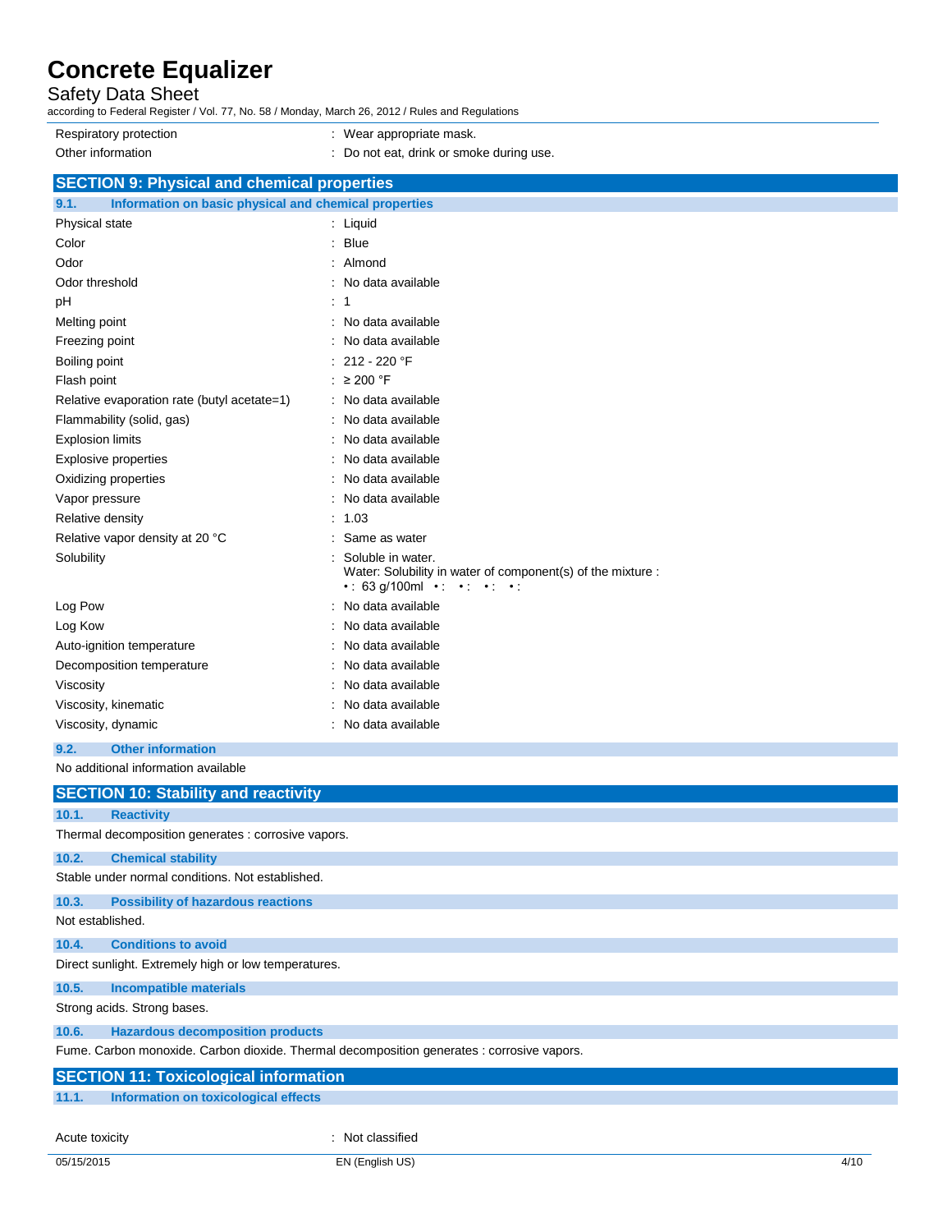| | |
|---|---|
| Respiratory protection | : Wear appropriate mask. |
| Other information | : Do not eat, drink or smoke during use. |

## SECTION 9: Physical and chemical properties

### 9.1. Information on basic physical and chemical properties

| | |
|---|---|
| Physical state | : Liquid |
| Color | : Blue |
| Odor | : Almond |
| Odor threshold | : No data available |
| pH | : 1 |
| Melting point | : No data available |
| Freezing point | : No data available |
| Boiling point | : 212 - 220 °F |
| Flash point | : ≥ 200 °F |
| Relative evaporation rate (butyl acetate=1) | : No data available |
| Flammability (solid, gas) | : No data available |
| Explosion limits | : No data available |
| Explosive properties | : No data available |
| Oxidizing properties | : No data available |
| Vapor pressure | : No data available |
| Relative density | : 1.03 |
| Relative vapor density at 20 °C | : Same as water |
| Solubility | : Soluble in water. Water: Solubility in water of component(s) of the mixture : • : 63 g/100ml • : • : • : • : |
| Log Pow | : No data available |
| Log Kow | : No data available |
| Auto-ignition temperature | : No data available |
| Decomposition temperature | : No data available |
| Viscosity | : No data available |
| Viscosity, kinematic | : No data available |
| Viscosity, dynamic | : No data available |

### 9.2. Other information

No additional information available

## SECTION 10: Stability and reactivity

### 10.1. Reactivity

Thermal decomposition generates : corrosive vapors.

### 10.2. Chemical stability

Stable under normal conditions. Not established.

### 10.3. Possibility of hazardous reactions

Not established.

### 10.4. Conditions to avoid

Direct sunlight. Extremely high or low temperatures.

### 10.5. Incompatible materials

Strong acids. Strong bases.

### 10.6. Hazardous decomposition products

Fume. Carbon monoxide. Carbon dioxide. Thermal decomposition generates : corrosive vapors.

## SECTION 11: Toxicological information

### 11.1. Information on toxicological effects

| | |
|---|---|
| Acute toxicity | : Not classified |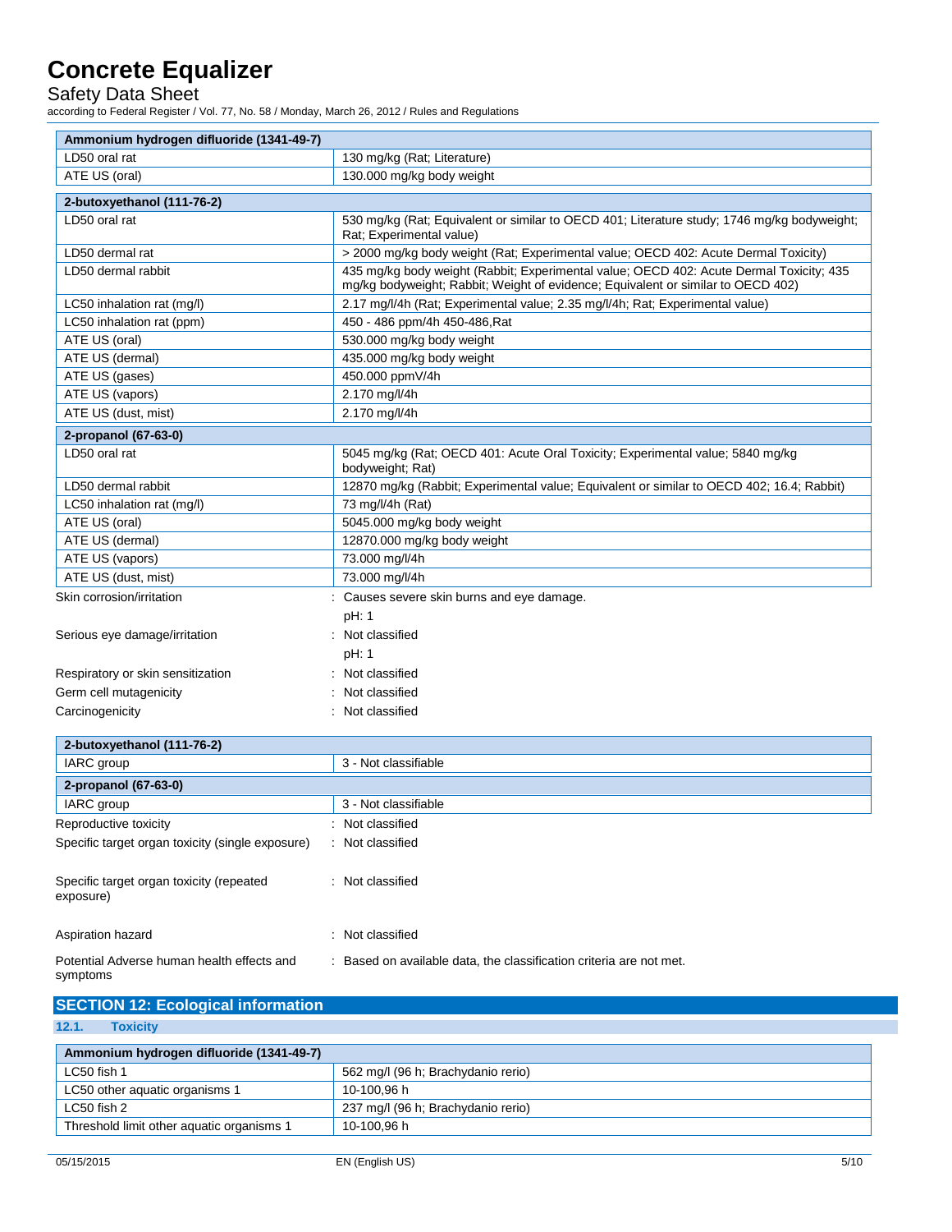| Ammonium hydrogen difluoride (1341-49-7) | |
|---|---|
| LD50 oral rat | 130 mg/kg (Rat; Literature) |
| ATE US (oral) | 130.000 mg/kg body weight |

| 2-butoxyethanol (111-76-2) | |
|---|---|
| LD50 oral rat | 530 mg/kg (Rat; Equivalent or similar to OECD 401; Literature study; 1746 mg/kg bodyweight; Rat; Experimental value) |
| LD50 dermal rat | > 2000 mg/kg body weight (Rat; Experimental value; OECD 402: Acute Dermal Toxicity) |
| LD50 dermal rabbit | 435 mg/kg body weight (Rabbit; Experimental value; OECD 402: Acute Dermal Toxicity; 435 mg/kg bodyweight; Rabbit; Weight of evidence; Equivalent or similar to OECD 402) |
| LC50 inhalation rat (mg/l) | 2.17 mg/l/4h (Rat; Experimental value; 2.35 mg/l/4h; Rat; Experimental value) |
| LC50 inhalation rat (ppm) | 450 - 486 ppm/4h 450-486,Rat |
| ATE US (oral) | 530.000 mg/kg body weight |
| ATE US (dermal) | 435.000 mg/kg body weight |
| ATE US (gases) | 450.000 ppmV/4h |
| ATE US (vapors) | 2.170 mg/l/4h |
| ATE US (dust, mist) | 2.170 mg/l/4h |

| 2-propanol (67-63-0) | |
|---|---|
| LD50 oral rat | 5045 mg/kg (Rat; OECD 401: Acute Oral Toxicity; Experimental value; 5840 mg/kg bodyweight; Rat) |
| LD50 dermal rabbit | 12870 mg/kg (Rabbit; Experimental value; Equivalent or similar to OECD 402; 16.4; Rabbit) |
| LC50 inhalation rat (mg/l) | 73 mg/l/4h (Rat) |
| ATE US (oral) | 5045.000 mg/kg body weight |
| ATE US (dermal) | 12870.000 mg/kg body weight |
| ATE US (vapors) | 73.000 mg/l/4h |
| ATE US (dust, mist) | 73.000 mg/l/4h |

Skin corrosion/irritation : Causes severe skin burns and eye damage.

pH: 1

Serious eye damage/irritation : Not classified

pH: 1

Respiratory or skin sensitization : Not classified

Germ cell mutagenicity : Not classified

Carcinogenicity : Not classified

| 2-butoxyethanol (111-76-2) | |
|---|---|
| IARC group | 3 - Not classifiable |
| **2-propanol (67-63-0)** | |
| IARC group | 3 - Not classifiable |

Reproductive toxicity : Not classified

Specific target organ toxicity (single exposure) : Not classified

Specific target organ toxicity (repeated exposure) : Not classified

Aspiration hazard : Not classified

Potential Adverse human health effects and symptoms : Based on available data, the classification criteria are not met.

## SECTION 12: Ecological information

### 12.1. Toxicity

| Ammonium hydrogen difluoride (1341-49-7) | |
|---|---|
| LC50 fish 1 | 562 mg/l (96 h; Brachydanio rerio) |
| LC50 other aquatic organisms 1 | 10-100,96 h |
| LC50 fish 2 | 237 mg/l (96 h; Brachydanio rerio) |
| Threshold limit other aquatic organisms 1 | 10-100,96 h |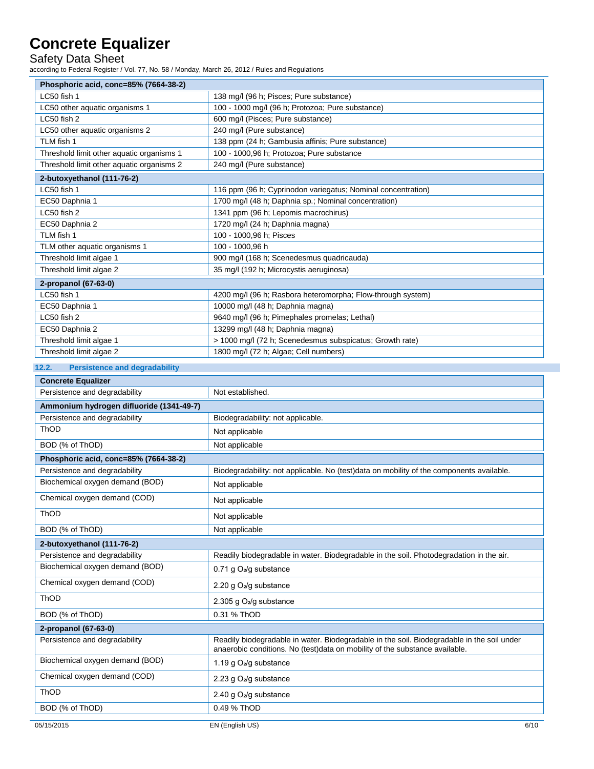| Phosphoric acid, conc=85% (7664-38-2) | |
|---|---|
| LC50 fish 1 | 138 mg/l (96 h; Pisces; Pure substance) |
| LC50 other aquatic organisms 1 | 100 - 1000 mg/l (96 h; Protozoa; Pure substance) |
| LC50 fish 2 | 600 mg/l (Pisces; Pure substance) |
| LC50 other aquatic organisms 2 | 240 mg/l (Pure substance) |
| TLM fish 1 | 138 ppm (24 h; Gambusia affinis; Pure substance) |
| Threshold limit other aquatic organisms 1 | 100 - 1000,96 h; Protozoa; Pure substance |
| Threshold limit other aquatic organisms 2 | 240 mg/l (Pure substance) |

| 2-butoxyethanol (111-76-2) | |
|---|---|
| LC50 fish 1 | 116 ppm (96 h; Cyprinodon variegatus; Nominal concentration) |
| EC50 Daphnia 1 | 1700 mg/l (48 h; Daphnia sp.; Nominal concentration) |
| LC50 fish 2 | 1341 ppm (96 h; Lepomis macrochirus) |
| EC50 Daphnia 2 | 1720 mg/l (24 h; Daphnia magna) |
| TLM fish 1 | 100 - 1000,96 h; Pisces |
| TLM other aquatic organisms 1 | 100 - 1000,96 h |
| Threshold limit algae 1 | 900 mg/l (168 h; Scenedesmus quadricauda) |
| Threshold limit algae 2 | 35 mg/l (192 h; Microcystis aeruginosa) |

| 2-propanol (67-63-0) | |
|---|---|
| LC50 fish 1 | 4200 mg/l (96 h; Rasbora heteromorpha; Flow-through system) |
| EC50 Daphnia 1 | 10000 mg/l (48 h; Daphnia magna) |
| LC50 fish 2 | 9640 mg/l (96 h; Pimephales promelas; Lethal) |
| EC50 Daphnia 2 | 13299 mg/l (48 h; Daphnia magna) |
| Threshold limit algae 1 | > 1000 mg/l (72 h; Scenedesmus subspicatus; Growth rate) |
| Threshold limit algae 2 | 1800 mg/l (72 h; Algae; Cell numbers) |

### 12.2. Persistence and degradability

| Concrete Equalizer | |
|---|---|
| Persistence and degradability | Not established. |

| Ammonium hydrogen difluoride (1341-49-7) | |
|---|---|
| Persistence and degradability | Biodegradability: not applicable. |
| ThOD | Not applicable |
| BOD (% of ThOD) | Not applicable |

| Phosphoric acid, conc=85% (7664-38-2) | |
|---|---|
| Persistence and degradability | Biodegradability: not applicable. No (test)data on mobility of the components available. |
| Biochemical oxygen demand (BOD) | Not applicable |
| Chemical oxygen demand (COD) | Not applicable |
| ThOD | Not applicable |
| BOD (% of ThOD) | Not applicable |

| 2-butoxyethanol (111-76-2) | |
|---|---|
| Persistence and degradability | Readily biodegradable in water. Biodegradable in the soil. Photodegradation in the air. |
| Biochemical oxygen demand (BOD) | 0.71 g $O_2$/g substance |
| Chemical oxygen demand (COD) | 2.20 g $O_2$/g substance |
| ThOD | 2.305 g $O_2$/g substance |
| BOD (% of ThOD) | 0.31 % ThOD |

| 2-propanol (67-63-0) | |
|---|---|
| Persistence and degradability | Readily biodegradable in water. Biodegradable in the soil. Biodegradable in the soil under anaerobic conditions. No (test)data on mobility of the substance available. |
| Biochemical oxygen demand (BOD) | 1.19 g $O_2$/g substance |
| Chemical oxygen demand (COD) | 2.23 g $O_2$/g substance |
| ThOD | 2.40 g $O_2$/g substance |
| BOD (% of ThOD) | 0.49 % ThOD |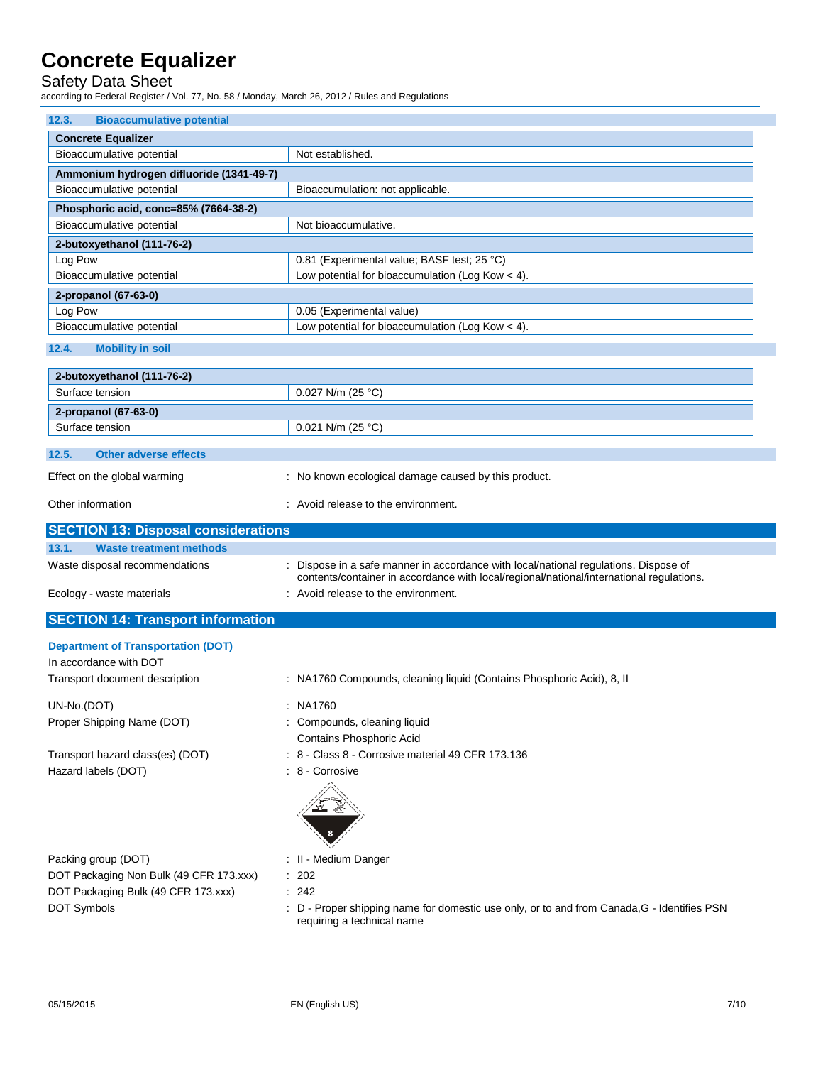### 12.3. Bioaccumulative potential

| Concrete Equalizer | |
|---|---|
| Bioaccumulative potential | Not established. |
| **Ammonium hydrogen difluoride (1341-49-7)** | |
| Bioaccumulative potential | Bioaccumulation: not applicable. |
| **Phosphoric acid, conc=85% (7664-38-2)** | |
| Bioaccumulative potential | Not bioaccumulative. |
| **2-butoxyethanol (111-76-2)** | |
| Log Pow | 0.81 (Experimental value; BASF test; 25 °C) |
| Bioaccumulative potential | Low potential for bioaccumulation (Log Kow < 4). |
| **2-propanol (67-63-0)** | |
| Log Pow | 0.05 (Experimental value) |
| Bioaccumulative potential | Low potential for bioaccumulation (Log Kow < 4). |

### 12.4. Mobility in soil

| 2-butoxyethanol (111-76-2) | |
|---|---|
| Surface tension | 0.027 N/m (25 °C) |
| **2-propanol (67-63-0)** | |
| Surface tension | 0.021 N/m (25 °C) |

### 12.5. Other adverse effects

Effect on the global warming : No known ecological damage caused by this product.

Other information : Avoid release to the environment.

## SECTION 13: Disposal considerations

### 13.1. Waste treatment methods

Waste disposal recommendations : Dispose in a safe manner in accordance with local/national regulations. Dispose of contents/container in accordance with local/regional/national/international regulations.

Ecology - waste materials : Avoid release to the environment.

## SECTION 14: Transport information

**Department of Transportation (DOT)**

In accordance with DOT

Transport document description : NA1760 Compounds, cleaning liquid (Contains Phosphoric Acid), 8, II

UN-No.(DOT) : NA1760

Proper Shipping Name (DOT) : Compounds, cleaning liquid
Contains Phosphoric Acid

Transport hazard class(es) (DOT) : 8 - Class 8 - Corrosive material 49 CFR 173.136

Hazard labels (DOT) : 8 - Corrosive

Packing group (DOT) : II - Medium Danger

DOT Packaging Non Bulk (49 CFR 173.xxx) : 202

DOT Packaging Bulk (49 CFR 173.xxx) : 242

DOT Symbols : D - Proper shipping name for domestic use only, or to and from Canada,G - Identifies PSN requiring a technical name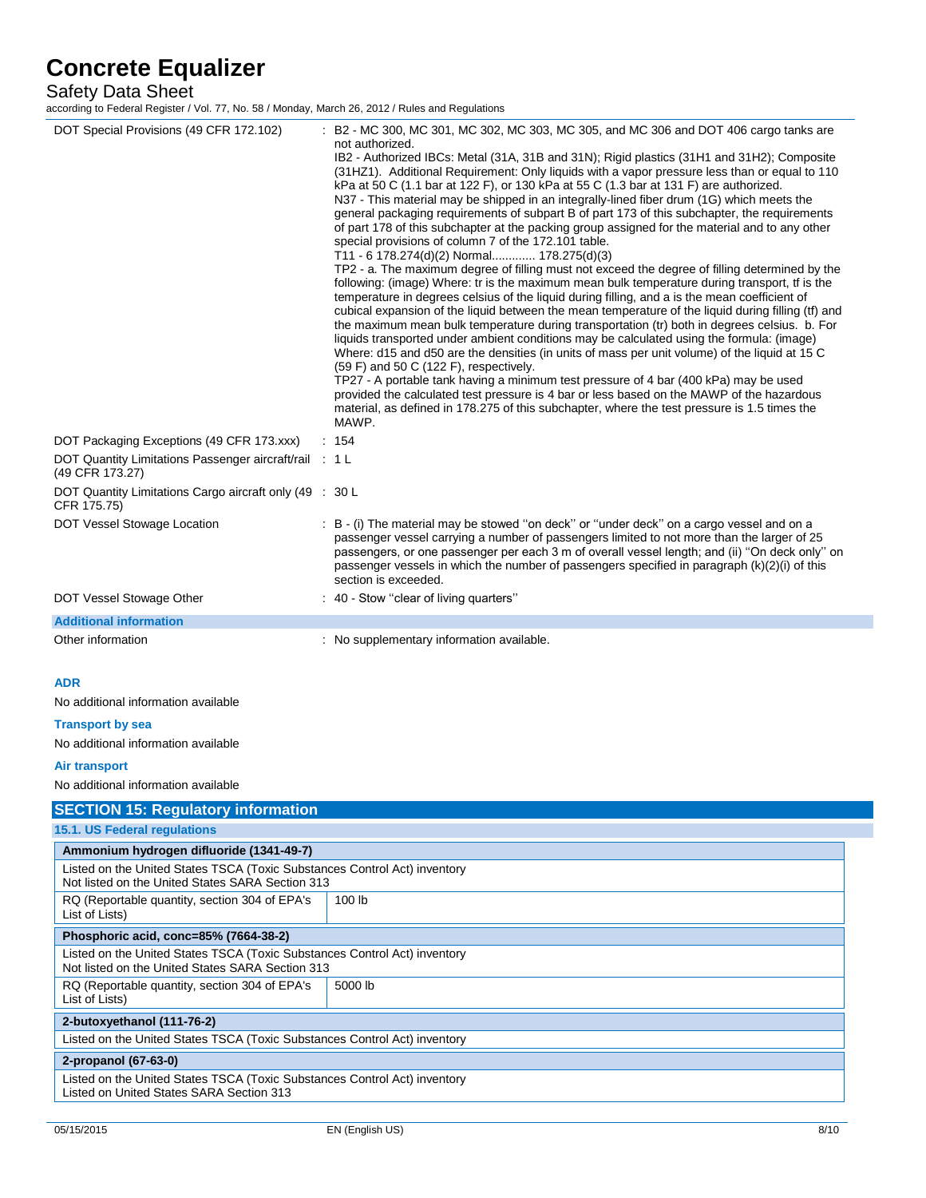| | |
|---|---|
| DOT Special Provisions (49 CFR 172.102) | : B2 - MC 300, MC 301, MC 302, MC 303, MC 305, and MC 306 and DOT 406 cargo tanks are not authorized.<br>IB2 - Authorized IBCs: Metal (31A, 31B and 31N); Rigid plastics (31H1 and 31H2); Composite (31HZ1). Additional Requirement: Only liquids with a vapor pressure less than or equal to 110 kPa at 50 C (1.1 bar at 122 F), or 130 kPa at 55 C (1.3 bar at 131 F) are authorized.<br>N37 - This material may be shipped in an integrally-lined fiber drum (1G) which meets the general packaging requirements of subpart B of part 173 of this subchapter, the requirements of part 178 of this subchapter at the packing group assigned for the material and to any other special provisions of column 7 of the 172.101 table.<br>T11 - 6 178.274(d)(2) Normal............. 178.275(d)(3)<br>TP2 - a. The maximum degree of filling must not exceed the degree of filling determined by the following: (image) Where: tr is the maximum mean bulk temperature during transport, tf is the temperature in degrees celsius of the liquid during filling, and a is the mean coefficient of cubical expansion of the liquid between the mean temperature of the liquid during filling (tf) and the maximum mean bulk temperature during transportation (tr) both in degrees celsius. b. For liquids transported under ambient conditions may be calculated using the formula: (image) Where: d15 and d50 are the densities (in units of mass per unit volume) of the liquid at 15 C (59 F) and 50 C (122 F), respectively.<br>TP27 - A portable tank having a minimum test pressure of 4 bar (400 kPa) may be used provided the calculated test pressure is 4 bar or less based on the MAWP of the hazardous material, as defined in 178.275 of this subchapter, where the test pressure is 1.5 times the MAWP. |
| DOT Packaging Exceptions (49 CFR 173.xxx) | : 154 |
| DOT Quantity Limitations Passenger aircraft/rail (49 CFR 173.27) | : 1 L |
| DOT Quantity Limitations Cargo aircraft only (49 CFR 175.75) | : 30 L |
| DOT Vessel Stowage Location | : B - (i) The material may be stowed ''on deck'' or ''under deck'' on a cargo vessel and on a passenger vessel carrying a number of passengers limited to not more than the larger of 25 passengers, or one passenger per each 3 m of overall vessel length; and (ii) ''On deck only'' on passenger vessels in which the number of passengers specified in paragraph (k)(2)(i) of this section is exceeded. |
| DOT Vessel Stowage Other | : 40 - Stow ''clear of living quarters'' |

**Additional information**

| | |
|---|---|
| Other information | : No supplementary information available. |

**ADR**

No additional information available

**Transport by sea**

No additional information available

**Air transport**

No additional information available

## SECTION 15: Regulatory information

### 15.1. US Federal regulations

| Ammonium hydrogen difluoride (1341-49-7) | |
|---|---|
| Listed on the United States TSCA (Toxic Substances Control Act) inventory<br>Not listed on the United States SARA Section 313 | |
| RQ (Reportable quantity, section 304 of EPA's List of Lists) | 100 lb |

| Phosphoric acid, conc=85% (7664-38-2) | |
|---|---|
| Listed on the United States TSCA (Toxic Substances Control Act) inventory<br>Not listed on the United States SARA Section 313 | |
| RQ (Reportable quantity, section 304 of EPA's List of Lists) | 5000 lb |

| 2-butoxyethanol (111-76-2) |
|---|
| Listed on the United States TSCA (Toxic Substances Control Act) inventory |

| 2-propanol (67-63-0) |
|---|
| Listed on the United States TSCA (Toxic Substances Control Act) inventory<br>Listed on United States SARA Section 313 |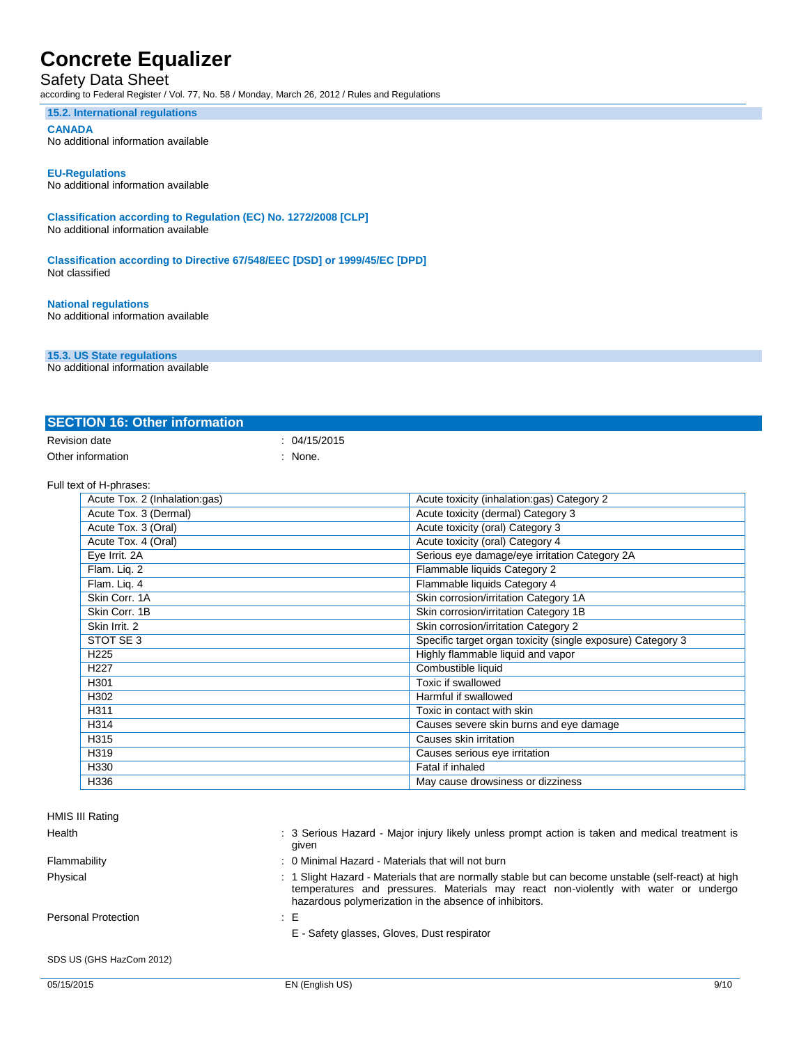### 15.2. International regulations

**CANADA**

No additional information available

**EU-Regulations**

No additional information available

**Classification according to Regulation (EC) No. 1272/2008 [CLP]**

No additional information available

**Classification according to Directive 67/548/EEC [DSD] or 1999/45/EC [DPD]**

Not classified

**National regulations**

No additional information available

### 15.3. US State regulations

No additional information available

## SECTION 16: Other information

Revision date : 04/15/2015

Other information : None.

Full text of H-phrases:

| | |
|---|---|
| Acute Tox. 2 (Inhalation:gas) | Acute toxicity (inhalation:gas) Category 2 |
| Acute Tox. 3 (Dermal) | Acute toxicity (dermal) Category 3 |
| Acute Tox. 3 (Oral) | Acute toxicity (oral) Category 3 |
| Acute Tox. 4 (Oral) | Acute toxicity (oral) Category 4 |
| Eye Irrit. 2A | Serious eye damage/eye irritation Category 2A |
| Flam. Liq. 2 | Flammable liquids Category 2 |
| Flam. Liq. 4 | Flammable liquids Category 4 |
| Skin Corr. 1A | Skin corrosion/irritation Category 1A |
| Skin Corr. 1B | Skin corrosion/irritation Category 1B |
| Skin Irrit. 2 | Skin corrosion/irritation Category 2 |
| STOT SE 3 | Specific target organ toxicity (single exposure) Category 3 |
| H225 | Highly flammable liquid and vapor |
| H227 | Combustible liquid |
| H301 | Toxic if swallowed |
| H302 | Harmful if swallowed |
| H311 | Toxic in contact with skin |
| H314 | Causes severe skin burns and eye damage |
| H315 | Causes skin irritation |
| H319 | Causes serious eye irritation |
| H330 | Fatal if inhaled |
| H336 | May cause drowsiness or dizziness |

HMIS III Rating

Health : 3 Serious Hazard - Major injury likely unless prompt action is taken and medical treatment is given

Flammability : 0 Minimal Hazard - Materials that will not burn

Physical : 1 Slight Hazard - Materials that are normally stable but can become unstable (self-react) at high temperatures and pressures. Materials may react non-violently with water or undergo hazardous polymerization in the absence of inhibitors.

Personal Protection : E

E - Safety glasses, Gloves, Dust respirator

SDS US (GHS HazCom 2012)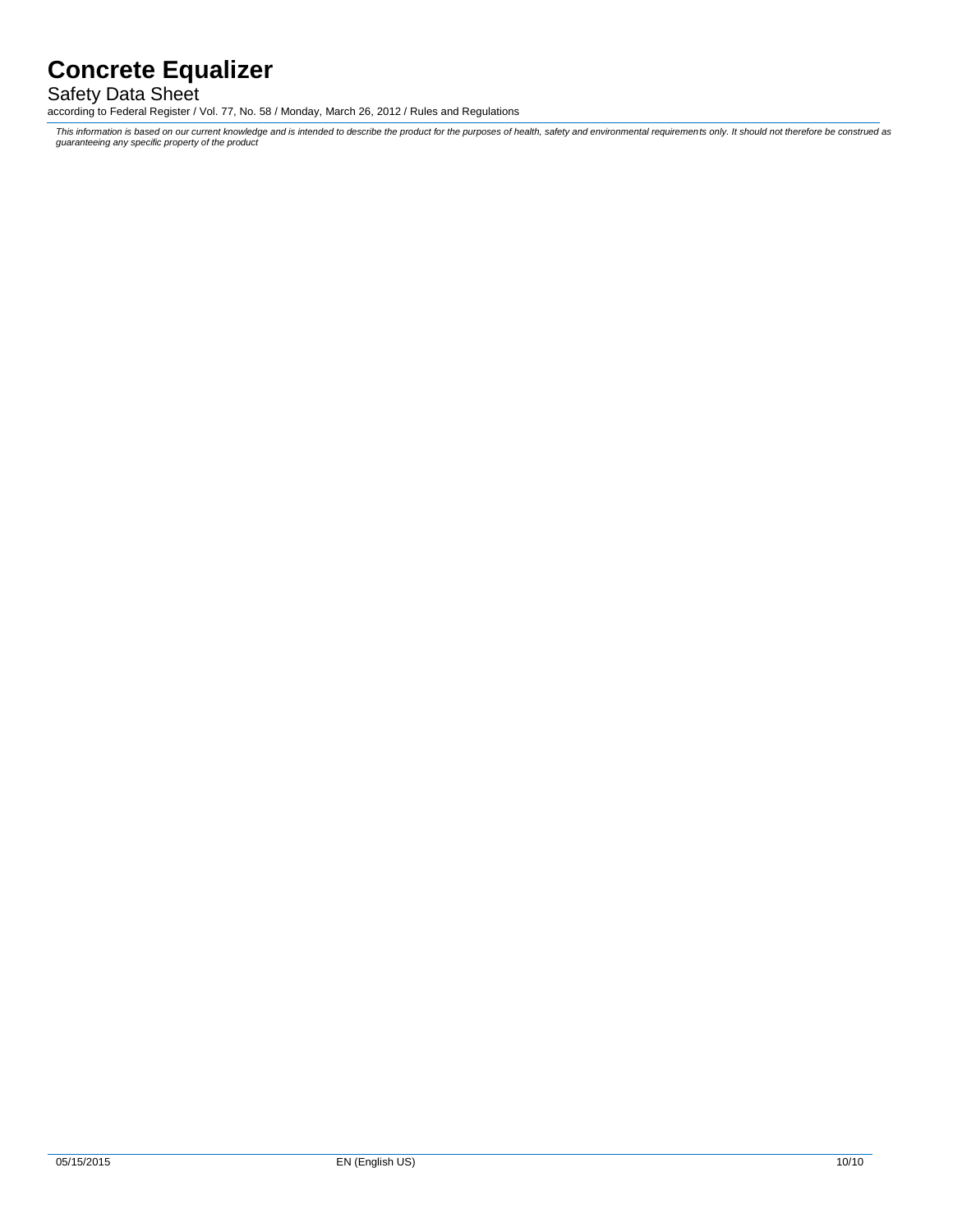*This information is based on our current knowledge and is intended to describe the product for the purposes of health, safety and environmental requirements only. It should not therefore be construed as guaranteeing any specific property of the product*